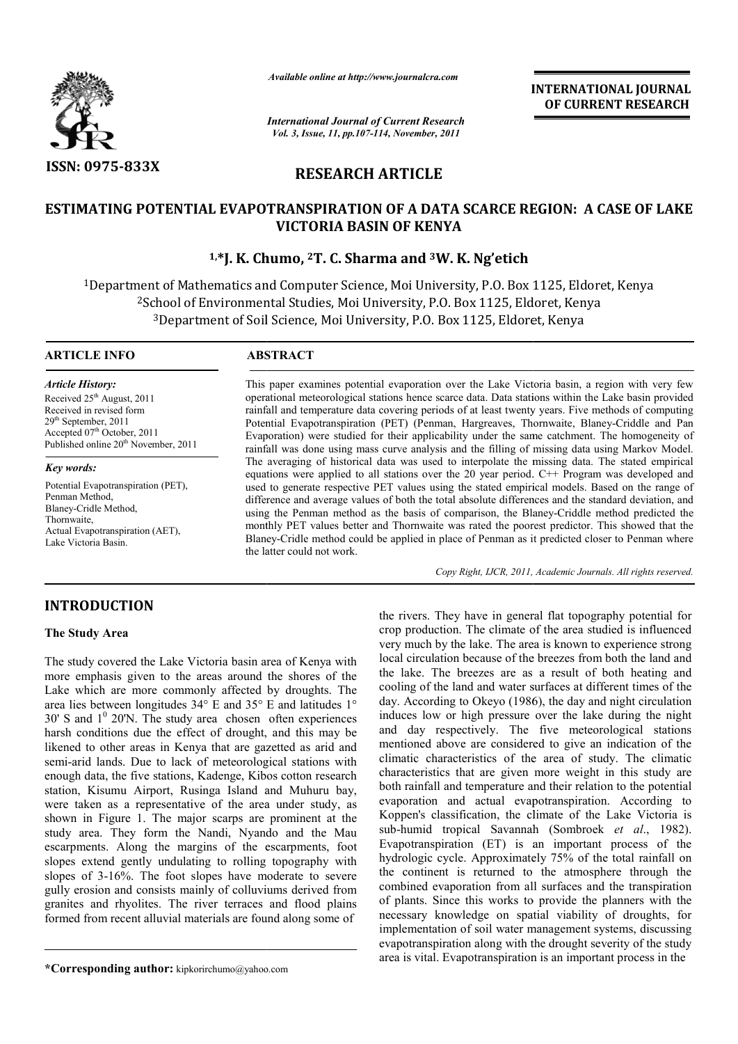# RESEARCH ARTICLE

## ESTIMATING POTENTIAL EVAPOTRANSPIRATION OF A DATA SCARCE REGION: A CASE OF LAKE VICTORIA BASIN OF KENYA

**[1,*]J. K. Chumo, [2]T. C. Sharma and [3]W. K. Ng'etich**

[1]Department of Mathematics and Computer Science, Moi University, P.O. Box 1125, Eldoret, Kenya
[2]School of Environmental Studies, Moi University, P.O. Box 1125, Eldoret, Kenya
[3]Department of Soil Science, Moi University, P.O. Box 1125, Eldoret, Kenya

**ARTICLE INFO**

*Article History:*
Received 25th August, 2011
Received in revised form 29th September, 2011
Accepted 07th October, 2011
Published online 20th November, 2011

*Key words:*
Potential Evapotranspiration (PET),
Penman Method,
Blaney-Cridle Method,
Thornwaite,
Actual Evapotranspiration (AET),
Lake Victoria Basin.

**ABSTRACT**

This paper examines potential evaporation over the Lake Victoria basin, a region with very few operational meteorological stations hence scarce data. Data stations within the Lake basin provided rainfall and temperature data covering periods of at least twenty years. Five methods of computing Potential Evapotranspiration (PET) (Penman, Hargreaves, Thornwaite, Blaney-Criddle and Pan Evaporation) were studied for their applicability under the same catchment. The homogeneity of rainfall was done using mass curve analysis and the filling of missing data using Markov Model. The averaging of historical data was used to interpolate the missing data. The stated empirical equations were applied to all stations over the 20 year period. C++ Program was developed and used to generate respective PET values using the stated empirical models. Based on the range of difference and average values of both the total absolute differences and the standard deviation, and using the Penman method as the basis of comparison, the Blaney-Criddle method predicted the monthly PET values better and Thornwaite was rated the poorest predictor. This showed that the Blaney-Cridle method could be applied in place of Penman as it predicted closer to Penman where the latter could not work.

*Copy Right, IJCR, 2011, Academic Journals. All rights reserved.*

## INTRODUCTION

### The Study Area

The study covered the Lake Victoria basin area of Kenya with more emphasis given to the areas around the shores of the Lake which are more commonly affected by droughts. The area lies between longitudes 34° E and 35° E and latitudes 1° 30' S and $1^0$ 20'N. The study area chosen often experiences harsh conditions due the effect of drought, and this may be likened to other areas in Kenya that are gazetted as arid and semi-arid lands. Due to lack of meteorological stations with enough data, the five stations, Kadenge, Kibos cotton research station, Kisumu Airport, Rusinga Island and Muhuru bay, were taken as a representative of the area under study, as shown in Figure 1. The major scarps are prominent at the study area. They form the Nandi, Nyando and the Mau escarpments. Along the margins of the escarpments, foot slopes extend gently undulating to rolling topography with slopes of 3-16%. The foot slopes have moderate to severe gully erosion and consists mainly of colluviums derived from granites and rhyolites. The river terraces and flood plains formed from recent alluvial materials are found along some of the rivers. They have in general flat topography potential for crop production. The climate of the area studied is influenced very much by the lake. The area is known to experience strong local circulation because of the breezes from both the land and the lake. The breezes are as a result of both heating and cooling of the land and water surfaces at different times of the day. According to Okeyo (1986), the day and night circulation induces low or high pressure over the lake during the night and day respectively. The five meteorological stations mentioned above are considered to give an indication of the climatic characteristics of the area of study. The climatic characteristics that are given more weight in this study are both rainfall and temperature and their relation to the potential evaporation and actual evapotranspiration. According to Koppen's classification, the climate of the Lake Victoria is sub-humid tropical Savannah (Sombroek *et al*., 1982). Evapotranspiration (ET) is an important process of the hydrologic cycle. Approximately 75% of the total rainfall on the continent is returned to the atmosphere through the combined evaporation from all surfaces and the transpiration of plants. Since this works to provide the planners with the necessary knowledge on spatial viability of droughts, for implementation of soil water management systems, discussing evapotranspiration along with the drought severity of the study area is vital. Evapotranspiration is an important process in the

**\*Corresponding author:** kipkorirchumo@yahoo.com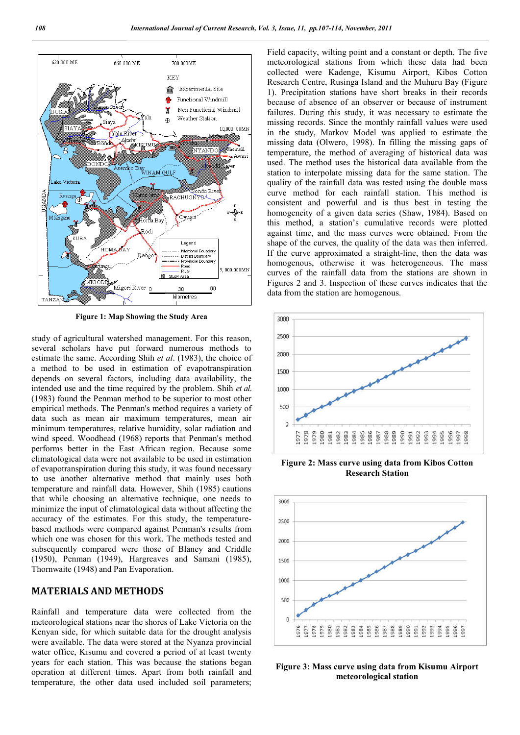Figure 1: Map Showing the Study Area

study of agricultural watershed management. For this reason, several scholars have put forward numerous methods to estimate the same. According Shih *et al*. (1983), the choice of a method to be used in estimation of evapotranspiration depends on several factors, including data availability, the intended use and the time required by the problem. Shih *et al.* (1983) found the Penman method to be superior to most other empirical methods. The Penman's method requires a variety of data such as mean air maximum temperatures, mean air minimum temperatures, relative humidity, solar radiation and wind speed. Woodhead (1968) reports that Penman's method performs better in the East African region. Because some climatological data were not available to be used in estimation of evapotranspiration during this study, it was found necessary to use another alternative method that mainly uses both temperature and rainfall data. However, Shih (1985) cautions that while choosing an alternative technique, one needs to minimize the input of climatological data without affecting the accuracy of the estimates. For this study, the temperature-based methods were compared against Penman's results from which one was chosen for this work. The methods tested and subsequently compared were those of Blaney and Criddle (1950), Penman (1949), Hargreaves and Samani (1985), Thornwaite (1948) and Pan Evaporation.

## MATERIALS AND METHODS

Rainfall and temperature data were collected from the meteorological stations near the shores of Lake Victoria on the Kenyan side, for which suitable data for the drought analysis were available. The data were stored at the Nyanza provincial water office, Kisumu and covered a period of at least twenty years for each station. This was because the stations began operation at different times. Apart from both rainfall and temperature, the other data used included soil parameters; Field capacity, wilting point and a constant or depth. The five meteorological stations from which these data had been collected were Kadenge, Kisumu Airport, Kibos Cotton Research Centre, Rusinga Island and the Muhuru Bay (Figure 1). Precipitation stations have short breaks in their records because of absence of an observer or because of instrument failures. During this study, it was necessary to estimate the missing records. Since the monthly rainfall values were used in the study, Markov Model was applied to estimate the missing data (Olwero, 1998). In filling the missing gaps of temperature, the method of averaging of historical data was used. The method uses the historical data available from the station to interpolate missing data for the same station. The quality of the rainfall data was tested using the double mass curve method for each rainfall station. This method is consistent and powerful and is thus best in testing the homogeneity of a given data series (Shaw, 1984). Based on this method, a station's cumulative records were plotted against time, and the mass curves were obtained. From the shape of the curves, the quality of the data was then inferred. If the curve approximated a straight-line, then the data was homogenous, otherwise it was heterogeneous. The mass curves of the rainfall data from the stations are shown in Figures 2 and 3. Inspection of these curves indicates that the data from the station are homogenous.

Figure 2: Mass curve using data from Kibos Cotton Research Station

Figure 3: Mass curve using data from Kisumu Airport meteorological station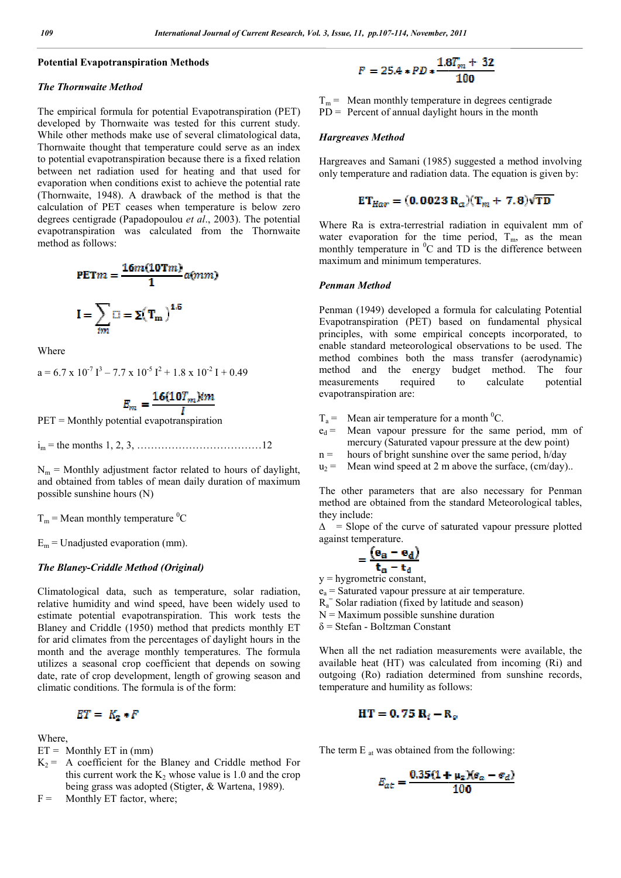## Potential Evapotranspiration Methods

### *The Thornwaite Method*

The empirical formula for potential Evapotranspiration (PET) developed by Thornwaite was tested for this current study. While other methods make use of several climatological data, Thornwaite thought that temperature could serve as an index to potential evapotranspiration because there is a fixed relation between net radiation used for heating and that used for evaporation when conditions exist to achieve the potential rate (Thornwaite, 1948). A drawback of the method is that the calculation of PET ceases when temperature is below zero degrees centigrade (Papadopoulou *et al*., 2003). The potential evapotranspiration was calculated from the Thornwaite method as follows:

$$PETm = \frac{16m(10Tm)}{1} a(mm)$$

$$I = \sum_{im} \square = \Sigma (T_m)^{1.6}$$

Where

$a = 6.7 \times 10^{-7} I^3 - 7.7 \times 10^{-5} I^2 + 1.8 \times 10^{-2} I + 0.49$

$$E_m = \frac{16(10T_m)km}{I}$$

PET = Monthly potential evapotranspiration

$i_m$ = the months 1, 2, 3, ………………………………12

$N_m$ = Monthly adjustment factor related to hours of daylight, and obtained from tables of mean daily duration of maximum possible sunshine hours (N)

$T_m$ = Mean monthly temperature $^0$C

$E_m$ = Unadjusted evaporation (mm).

### *The Blaney-Criddle Method (Original)*

Climatological data, such as temperature, solar radiation, relative humidity and wind speed, have been widely used to estimate potential evapotranspiration. This work tests the Blaney and Criddle (1950) method that predicts monthly ET for arid climates from the percentages of daylight hours in the month and the average monthly temperatures. The formula utilizes a seasonal crop coefficient that depends on sowing date, rate of crop development, length of growing season and climatic conditions. The formula is of the form:

$$ET = K_2 * F$$

Where,

ET = Monthly ET in (mm)

$K_2$ = A coefficient for the Blaney and Criddle method For this current work the $K_2$ whose value is 1.0 and the crop being grass was adopted (Stigter, & Wartena, 1989).

F = Monthly ET factor, where;

$$F = 25.4 * PD * \frac{1.8T_m + 32}{100}$$

$T_m$ = Mean monthly temperature in degrees centigrade

PD = Percent of annual daylight hours in the month

### *Hargreaves Method*

Hargreaves and Samani (1985) suggested a method involving only temperature and radiation data. The equation is given by:

$$ET_{Har} = (0.0023 R_a)(T_m + 7.8)\sqrt{TD}$$

Where Ra is extra-terrestrial radiation in equivalent mm of water evaporation for the time period, $T_m$, as the mean monthly temperature in $^0$C and TD is the difference between maximum and minimum temperatures.

### *Penman Method*

Penman (1949) developed a formula for calculating Potential Evapotranspiration (PET) based on fundamental physical principles, with some empirical concepts incorporated, to enable standard meteorological observations to be used. The method combines both the mass transfer (aerodynamic) method and the energy budget method. The four measurements required to calculate potential evapotranspiration are:

$T_a$ = Mean air temperature for a month $^0$C.

$e_d$ = Mean vapour pressure for the same period, mm of mercury (Saturated vapour pressure at the dew point)

n = hours of bright sunshine over the same period, h/day

$u_2$ = Mean wind speed at 2 m above the surface, (cm/day)..

The other parameters that are also necessary for Penman method are obtained from the standard Meteorological tables, they include:

Δ = Slope of the curve of saturated vapour pressure plotted against temperature.

$$= \frac{(e_a - e_d)}{t_a - t_d}$$

y = hygrometric constant,

$e_a$ = Saturated vapour pressure at air temperature.

$R_a$ = Solar radiation (fixed by latitude and season)

N = Maximum possible sunshine duration

δ = Stefan - Boltzman Constant

When all the net radiation measurements were available, the available heat (HT) was calculated from incoming (Ri) and outgoing (Ro) radiation determined from sunshine records, temperature and humility as follows:

$$HT = 0.75 R_i - R_o$$

The term $E_{at}$ was obtained from the following:

$$E_{at} = \frac{0.35(1 + \mu_2)(e_a - e_d)}{100}$$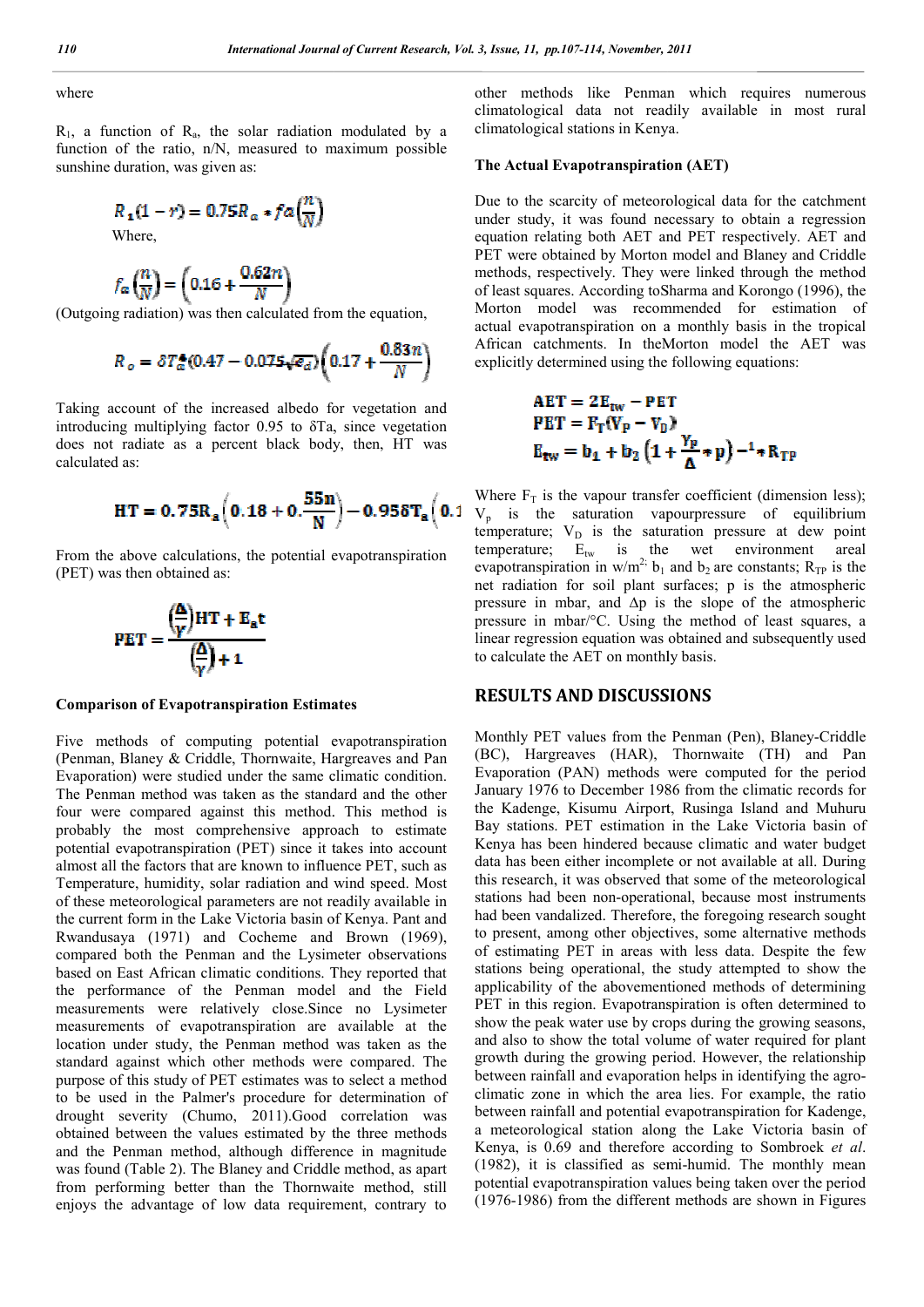where

$R_1$, a function of $R_a$, the solar radiation modulated by a function of the ratio, n/N, measured to maximum possible sunshine duration, was given as:

$$R_1(1-r) = 0.75R_a * fa\left(\frac{n}{N}\right)$$

Where,

$$f_a\left(\frac{n}{N}\right) = \left(0.16 + \frac{0.62n}{N}\right)$$

(Outgoing radiation) was then calculated from the equation,

$$R_o = \delta T_a^4(0.47 - 0.075\sqrt{e_d})\left(0.17 + \frac{0.83n}{N}\right)$$

Taking account of the increased albedo for vegetation and introducing multiplying factor 0.95 to δTa, since vegetation does not radiate as a percent black body, then, HT was calculated as:

$$HT = 0.75R_a\left(0.18 + 0.\frac{55n}{N}\right) - 0.95\delta T_a\left(0.1\right.$$

From the above calculations, the potential evapotranspiration (PET) was then obtained as:

$$PET = \frac{\left(\frac{\Delta}{\gamma}\right)HT + E_a t}{\left(\frac{\Delta}{\gamma}\right) + 1}$$

**Comparison of Evapotranspiration Estimates**

Five methods of computing potential evapotranspiration (Penman, Blaney & Criddle, Thornwaite, Hargreaves and Pan Evaporation) were studied under the same climatic condition. The Penman method was taken as the standard and the other four were compared against this method. This method is probably the most comprehensive approach to estimate potential evapotranspiration (PET) since it takes into account almost all the factors that are known to influence PET, such as Temperature, humidity, solar radiation and wind speed. Most of these meteorological parameters are not readily available in the current form in the Lake Victoria basin of Kenya. Pant and Rwandusaya (1971) and Cocheme and Brown (1969), compared both the Penman and the Lysimeter observations based on East African climatic conditions. They reported that the performance of the Penman model and the Field measurements were relatively close.Since no Lysimeter measurements of evapotranspiration are available at the location under study, the Penman method was taken as the standard against which other methods were compared. The purpose of this study of PET estimates was to select a method to be used in the Palmer's procedure for determination of drought severity (Chumo, 2011).Good correlation was obtained between the values estimated by the three methods and the Penman method, although difference in magnitude was found (Table 2). The Blaney and Criddle method, as apart from performing better than the Thornwaite method, still enjoys the advantage of low data requirement, contrary to other methods like Penman which requires numerous climatological data not readily available in most rural climatological stations in Kenya.

**The Actual Evapotranspiration (AET)**

Due to the scarcity of meteorological data for the catchment under study, it was found necessary to obtain a regression equation relating both AET and PET respectively. AET and PET were obtained by Morton model and Blaney and Criddle methods, respectively. They were linked through the method of least squares. According toSharma and Korongo (1996), the Morton model was recommended for estimation of actual evapotranspiration on a monthly basis in the tropical African catchments. In theMorton model the AET was explicitly determined using the following equations:

$$AET = 2E_{tw} - PET$$

$$PET = F_T(V_p - V_D)$$

$$E_{tw} = b_1 + b_2\left(1 + \frac{\gamma_p}{\Delta} * p\right)^{-1} * R_{TP}$$

Where $F_T$ is the vapour transfer coefficient (dimension less); $V_p$ is the saturation vapourpressure of equilibrium temperature; $V_D$ is the saturation pressure at dew point temperature; $E_{tw}$ is the wet environment areal evapotranspiration in w/m$^{2;}$ $b_1$ and $b_2$ are constants; $R_{TP}$ is the net radiation for soil plant surfaces; p is the atmospheric pressure in mbar, and Δp is the slope of the atmospheric pressure in mbar/°C. Using the method of least squares, a linear regression equation was obtained and subsequently used to calculate the AET on monthly basis.

## RESULTS AND DISCUSSIONS

Monthly PET values from the Penman (Pen), Blaney-Criddle (BC), Hargreaves (HAR), Thornwaite (TH) and Pan Evaporation (PAN) methods were computed for the period January 1976 to December 1986 from the climatic records for the Kadenge, Kisumu Airport, Rusinga Island and Muhuru Bay stations. PET estimation in the Lake Victoria basin of Kenya has been hindered because climatic and water budget data has been either incomplete or not available at all. During this research, it was observed that some of the meteorological stations had been non-operational, because most instruments had been vandalized. Therefore, the foregoing research sought to present, among other objectives, some alternative methods of estimating PET in areas with less data. Despite the few stations being operational, the study attempted to show the applicability of the abovementioned methods of determining PET in this region. Evapotranspiration is often determined to show the peak water use by crops during the growing seasons, and also to show the total volume of water required for plant growth during the growing period. However, the relationship between rainfall and evaporation helps in identifying the agro-climatic zone in which the area lies. For example, the ratio between rainfall and potential evapotranspiration for Kadenge, a meteorological station along the Lake Victoria basin of Kenya, is 0.69 and therefore according to Sombroek *et al*. (1982), it is classified as semi-humid. The monthly mean potential evapotranspiration values being taken over the period (1976-1986) from the different methods are shown in Figures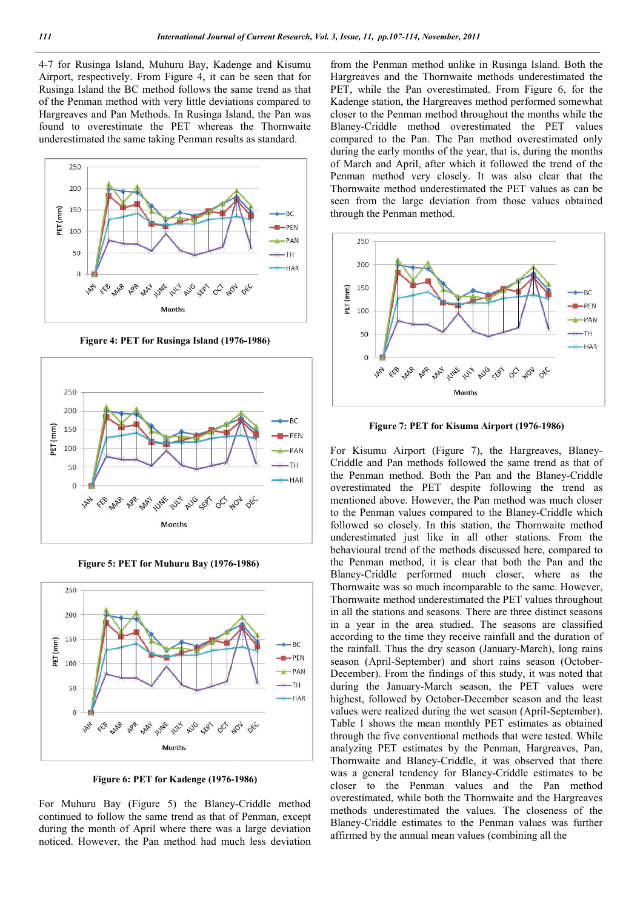4-7 for Rusinga Island, Muhuru Bay, Kadenge and Kisumu Airport, respectively. From Figure 4, it can be seen that for Rusinga Island the BC method follows the same trend as that of the Penman method with very little deviations compared to Hargreaves and Pan Methods. In Rusinga Island, the Pan was found to overestimate the PET whereas the Thornwaite underestimated the same taking Penman results as standard.

**Figure 4: PET for Rusinga Island (1976-1986)**

**Figure 5: PET for Muhuru Bay (1976-1986)**

**Figure 6: PET for Kadenge (1976-1986)**

For Muhuru Bay (Figure 5) the Blaney-Criddle method continued to follow the same trend as that of Penman, except during the month of April where there was a large deviation noticed. However, the Pan method had much less deviation from the Penman method unlike in Rusinga Island. Both the Hargreaves and the Thornwaite methods underestimated the PET, while the Pan overestimated. From Figure 6, for the Kadenge station, the Hargreaves method performed somewhat closer to the Penman method throughout the months while the Blaney-Criddle method overestimated the PET values compared to the Pan. The Pan method overestimated only during the early months of the year, that is, during the months of March and April, after which it followed the trend of the Penman method very closely. It was also clear that the Thornwaite method underestimated the PET values as can be seen from the large deviation from those values obtained through the Penman method.

**Figure 7: PET for Kisumu Airport (1976-1986)**

For Kisumu Airport (Figure 7), the Hargreaves, Blaney-Criddle and Pan methods followed the same trend as that of the Penman method. Both the Pan and the Blaney-Criddle overestimated the PET despite following the trend as mentioned above. However, the Pan method was much closer to the Penman values compared to the Blaney-Criddle which followed so closely. In this station, the Thornwaite method underestimated just like in all other stations. From the behavioural trend of the methods discussed here, compared to the Penman method, it is clear that both the Pan and the Blaney-Criddle performed much closer, where as the Thornwaite was so much incomparable to the same. However, Thornwaite method underestimated the PET values throughout in all the stations and seasons. There are three distinct seasons in a year in the area studied. The seasons are classified according to the time they receive rainfall and the duration of the rainfall. Thus the dry season (January-March), long rains season (April-September) and short rains season (October-December). From the findings of this study, it was noted that during the January-March season, the PET values were highest, followed by October-December season and the least values were realized during the wet season (April-September). Table 1 shows the mean monthly PET estimates as obtained through the five conventional methods that were tested. While analyzing PET estimates by the Penman, Hargreaves, Pan, Thornwaite and Blaney-Criddle, it was observed that there was a general tendency for Blaney-Criddle estimates to be closer to the Penman values and the Pan method overestimated, while both the Thornwaite and the Hargreaves methods underestimated the values. The closeness of the Blaney-Criddle estimates to the Penman values was further affirmed by the annual mean values (combining all the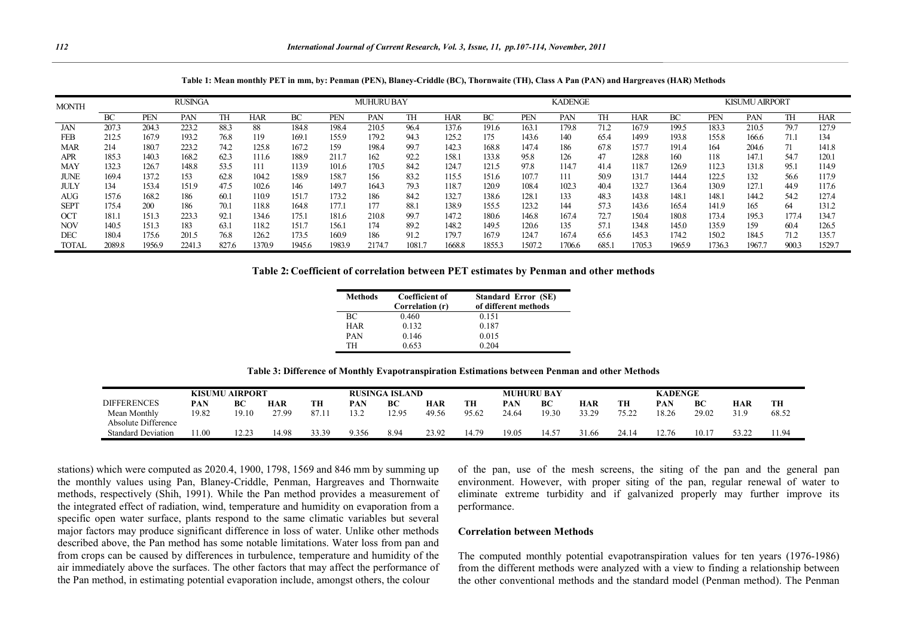**Table 1: Mean monthly PET in mm, by: Penman (PEN), Blaney-Criddle (BC), Thornwaite (TH), Class A Pan (PAN) and Hargreaves (HAR) Methods**

| MONTH | RUSINGA | | | | | MUHURU BAY | | | | | KADENGE | | | | | KISUMU AIRPORT | | | | |
|---|---|---|---|---|---|---|---|---|---|---|---|---|---|---|---|---|---|---|---|---|
| | BC | PEN | PAN | TH | HAR | BC | PEN | PAN | TH | HAR | BC | PEN | PAN | TH | HAR | BC | PEN | PAN | TH | HAR |
| JAN | 207.3 | 204.3 | 223.2 | 88.3 | 88 | 184.8 | 198.4 | 210.5 | 96.4 | 137.6 | 191.6 | 163.1 | 179.8 | 71.2 | 167.9 | 199.5 | 183.3 | 210.5 | 79.7 | 127.9 |
| FEB | 212.5 | 167.9 | 193.2 | 76.8 | 119 | 169.1 | 155.9 | 179.2 | 94.3 | 125.2 | 175 | 143.6 | 140 | 65.4 | 149.9 | 193.8 | 155.8 | 166.6 | 71.1 | 134 |
| MAR | 214 | 180.7 | 223.2 | 74.2 | 125.8 | 167.2 | 159 | 198.4 | 99.7 | 142.3 | 168.8 | 147.4 | 186 | 67.8 | 157.7 | 191.4 | 164 | 204.6 | 71 | 141.8 |
| APR | 185.3 | 140.3 | 168.2 | 62.3 | 111.6 | 188.9 | 211.7 | 162 | 92.2 | 158.1 | 133.8 | 95.8 | 126 | 47 | 128.8 | 160 | 118 | 147.1 | 54.7 | 120.1 |
| MAY | 132.3 | 126.7 | 148.8 | 53.5 | 111 | 113.9 | 101.6 | 170.5 | 84.2 | 124.7 | 121.5 | 97.8 | 114.7 | 41.4 | 118.7 | 126.9 | 112.3 | 131.8 | 95.1 | 114.9 |
| JUNE | 169.4 | 137.2 | 153 | 62.8 | 104.2 | 158.9 | 158.7 | 156 | 83.2 | 115.5 | 151.6 | 107.7 | 111 | 50.9 | 131.7 | 144.4 | 122.5 | 132 | 56.6 | 117.9 |
| JULY | 134 | 153.4 | 151.9 | 47.5 | 102.6 | 146 | 149.7 | 164.3 | 79.3 | 118.7 | 120.9 | 108.4 | 102.3 | 40.4 | 132.7 | 136.4 | 130.9 | 127.1 | 44.9 | 117.6 |
| AUG | 157.6 | 168.2 | 186 | 60.1 | 110.9 | 151.7 | 173.2 | 186 | 84.2 | 132.7 | 138.6 | 128.1 | 133 | 48.3 | 143.8 | 148.1 | 148.1 | 144.2 | 54.2 | 127.4 |
| SEPT | 175.4 | 200 | 186 | 70.1 | 118.8 | 164.8 | 177.1 | 177 | 88.1 | 138.9 | 155.5 | 123.2 | 144 | 57.3 | 143.6 | 165.4 | 141.9 | 165 | 64 | 131.2 |
| OCT | 181.1 | 151.3 | 223.3 | 92.1 | 134.6 | 175.1 | 181.6 | 210.8 | 99.7 | 147.2 | 180.6 | 146.8 | 167.4 | 72.7 | 150.4 | 180.8 | 173.4 | 195.3 | 177.4 | 134.7 |
| NOV | 140.5 | 151.3 | 183 | 63.1 | 118.2 | 151.7 | 156.1 | 174 | 89.2 | 148.2 | 149.5 | 120.6 | 135 | 57.1 | 134.8 | 145.0 | 135.9 | 159 | 60.4 | 126.5 |
| DEC | 180.4 | 175.6 | 201.5 | 76.8 | 126.2 | 173.5 | 160.9 | 186 | 91.2 | 179.7 | 167.9 | 124.7 | 167.4 | 65.6 | 145.3 | 174.2 | 150.2 | 184.5 | 71.2 | 135.7 |
| TOTAL | 2089.8 | 1956.9 | 2241.3 | 827.6 | 1370.9 | 1945.6 | 1983.9 | 2174.7 | 1081.7 | 1668.8 | 1855.3 | 1507.2 | 1706.6 | 685.1 | 1705.3 | 1965.9 | 1736.3 | 1967.7 | 900.3 | 1529.7 |

**Table 2: Coefficient of correlation between PET estimates by Penman and other methods**

| Methods | Coefficient of Correlation (r) | Standard Error (SE) of different methods |
|---|---|---|
| BC | 0.460 | 0.151 |
| HAR | 0.132 | 0.187 |
| PAN | 0.146 | 0.015 |
| TH | 0.653 | 0.204 |

**Table 3: Difference of Monthly Evapotranspiration Estimations between Penman and other Methods**

| | KISUMU AIRPORT | | | | RUSINGA ISLAND | | | | MUHURU BAY | | | | KADENGE | | | |
|---|---|---|---|---|---|---|---|---|---|---|---|---|---|---|---|---|
| DIFFERENCES | PAN | BC | HAR | TH | PAN | BC | HAR | TH | PAN | BC | HAR | TH | PAN | BC | HAR | TH |
| Mean Monthly Absolute Difference | 19.82 | 19.10 | 27.99 | 87.11 | 13.2 | 12.95 | 49.56 | 95.62 | 24.64 | 19.30 | 33.29 | 75.22 | 18.26 | 29.02 | 31.9 | 68.52 |
| Standard Deviation | 11.00 | 12.23 | 14.98 | 33.39 | 9.356 | 8.94 | 23.92 | 14.79 | 19.05 | 14.57 | 31.66 | 24.14 | 12.76 | 10.17 | 53.22 | 11.94 |

stations) which were computed as 2020.4, 1900, 1798, 1569 and 846 mm by summing up the monthly values using Pan, Blaney-Criddle, Penman, Hargreaves and Thornwaite methods, respectively (Shih, 1991). While the Pan method provides a measurement of the integrated effect of radiation, wind, temperature and humidity on evaporation from a specific open water surface, plants respond to the same climatic variables but several major factors may produce significant difference in loss of water. Unlike other methods described above, the Pan method has some notable limitations. Water loss from pan and from crops can be caused by differences in turbulence, temperature and humidity of the air immediately above the surfaces. The other factors that may affect the performance of the Pan method, in estimating potential evaporation include, amongst others, the colour of the pan, use of the mesh screens, the siting of the pan and the general pan environment. However, with proper siting of the pan, regular renewal of water to eliminate extreme turbidity and if galvanized properly may further improve its performance.

### Correlation between Methods

The computed monthly potential evapotranspiration values for ten years (1976-1986) from the different methods were analyzed with a view to finding a relationship between the other conventional methods and the standard model (Penman method). The Penman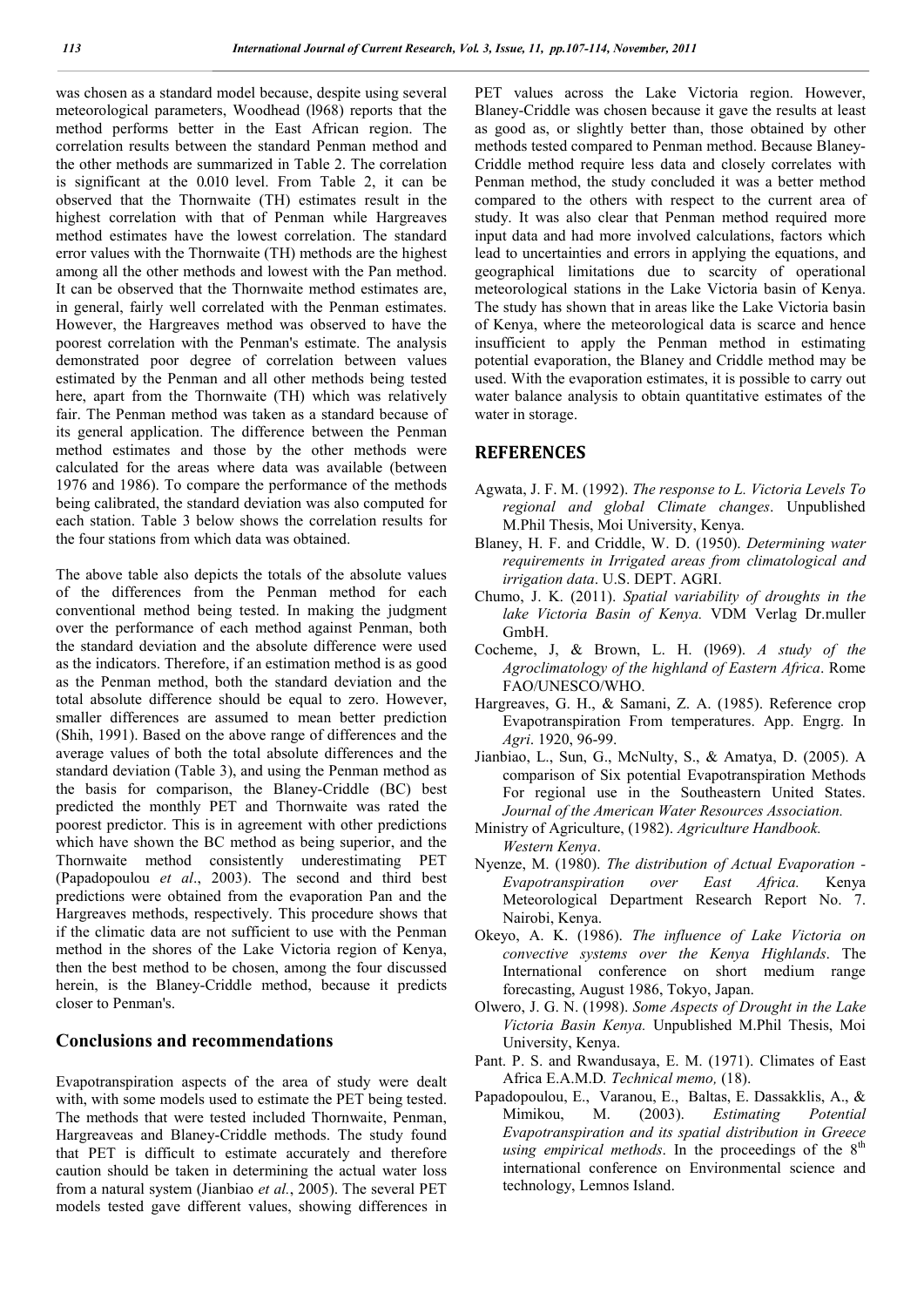was chosen as a standard model because, despite using several meteorological parameters, Woodhead (l968) reports that the method performs better in the East African region. The correlation results between the standard Penman method and the other methods are summarized in Table 2. The correlation is significant at the 0.010 level. From Table 2, it can be observed that the Thornwaite (TH) estimates result in the highest correlation with that of Penman while Hargreaves method estimates have the lowest correlation. The standard error values with the Thornwaite (TH) methods are the highest among all the other methods and lowest with the Pan method. It can be observed that the Thornwaite method estimates are, in general, fairly well correlated with the Penman estimates. However, the Hargreaves method was observed to have the poorest correlation with the Penman's estimate. The analysis demonstrated poor degree of correlation between values estimated by the Penman and all other methods being tested here, apart from the Thornwaite (TH) which was relatively fair. The Penman method was taken as a standard because of its general application. The difference between the Penman method estimates and those by the other methods were calculated for the areas where data was available (between 1976 and 1986). To compare the performance of the methods being calibrated, the standard deviation was also computed for each station. Table 3 below shows the correlation results for the four stations from which data was obtained.

The above table also depicts the totals of the absolute values of the differences from the Penman method for each conventional method being tested. In making the judgment over the performance of each method against Penman, both the standard deviation and the absolute difference were used as the indicators. Therefore, if an estimation method is as good as the Penman method, both the standard deviation and the total absolute difference should be equal to zero. However, smaller differences are assumed to mean better prediction (Shih, 1991). Based on the above range of differences and the average values of both the total absolute differences and the standard deviation (Table 3), and using the Penman method as the basis for comparison, the Blaney-Criddle (BC) best predicted the monthly PET and Thornwaite was rated the poorest predictor. This is in agreement with other predictions which have shown the BC method as being superior, and the Thornwaite method consistently underestimating PET (Papadopoulou *et al*., 2003). The second and third best predictions were obtained from the evaporation Pan and the Hargreaves methods, respectively. This procedure shows that if the climatic data are not sufficient to use with the Penman method in the shores of the Lake Victoria region of Kenya, then the best method to be chosen, among the four discussed herein, is the Blaney-Criddle method, because it predicts closer to Penman's.

## Conclusions and recommendations

Evapotranspiration aspects of the area of study were dealt with, with some models used to estimate the PET being tested. The methods that were tested included Thornwaite, Penman, Hargreaveas and Blaney-Criddle methods. The study found that PET is difficult to estimate accurately and therefore caution should be taken in determining the actual water loss from a natural system (Jianbiao *et al.*, 2005). The several PET models tested gave different values, showing differences in PET values across the Lake Victoria region. However, Blaney-Criddle was chosen because it gave the results at least as good as, or slightly better than, those obtained by other methods tested compared to Penman method. Because Blaney-Criddle method require less data and closely correlates with Penman method, the study concluded it was a better method compared to the others with respect to the current area of study. It was also clear that Penman method required more input data and had more involved calculations, factors which lead to uncertainties and errors in applying the equations, and geographical limitations due to scarcity of operational meteorological stations in the Lake Victoria basin of Kenya. The study has shown that in areas like the Lake Victoria basin of Kenya, where the meteorological data is scarce and hence insufficient to apply the Penman method in estimating potential evaporation, the Blaney and Criddle method may be used. With the evaporation estimates, it is possible to carry out water balance analysis to obtain quantitative estimates of the water in storage.

## REFERENCES

Agwata, J. F. M. (1992). *The response to L. Victoria Levels To regional and global Climate changes*. Unpublished M.Phil Thesis, Moi University, Kenya.

Blaney, H. F. and Criddle, W. D. (1950). *Determining water requirements in Irrigated areas from climatological and irrigation data*. U.S. DEPT. AGRI.

Chumo, J. K. (2011). *Spatial variability of droughts in the lake Victoria Basin of Kenya.* VDM Verlag Dr.muller GmbH.

Cocheme, J, & Brown, L. H. (l969). *A study of the Agroclimatology of the highland of Eastern Africa*. Rome FAO/UNESCO/WHO.

Hargreaves, G. H., & Samani, Z. A. (1985). Reference crop Evapotranspiration From temperatures. App. Engrg. In *Agri*. 1920, 96-99.

Jianbiao, L., Sun, G., McNulty, S., & Amatya, D. (2005). A comparison of Six potential Evapotranspiration Methods For regional use in the Southeastern United States. *Journal of the American Water Resources Association.*

Ministry of Agriculture, (1982). *Agriculture Handbook. Western Kenya*.

Nyenze, M. (1980). *The distribution of Actual Evaporation - Evapotranspiration over East Africa.* Kenya Meteorological Department Research Report No. 7. Nairobi, Kenya.

Okeyo, A. K. (1986). *The influence of Lake Victoria on convective systems over the Kenya Highlands*. The International conference on short medium range forecasting, August 1986, Tokyo, Japan.

Olwero, J. G. N. (1998). *Some Aspects of Drought in the Lake Victoria Basin Kenya.* Unpublished M.Phil Thesis, Moi University, Kenya.

Pant. P. S. and Rwandusaya, E. M. (1971). Climates of East Africa E.A.M.D*. Technical memo,* (18).

Papadopoulou, E., Varanou, E., Baltas, E. Dassakklis, A., & Mimikou, M. (2003). *Estimating Potential Evapotranspiration and its spatial distribution in Greece using empirical methods*. In the proceedings of the 8th international conference on Environmental science and technology, Lemnos Island.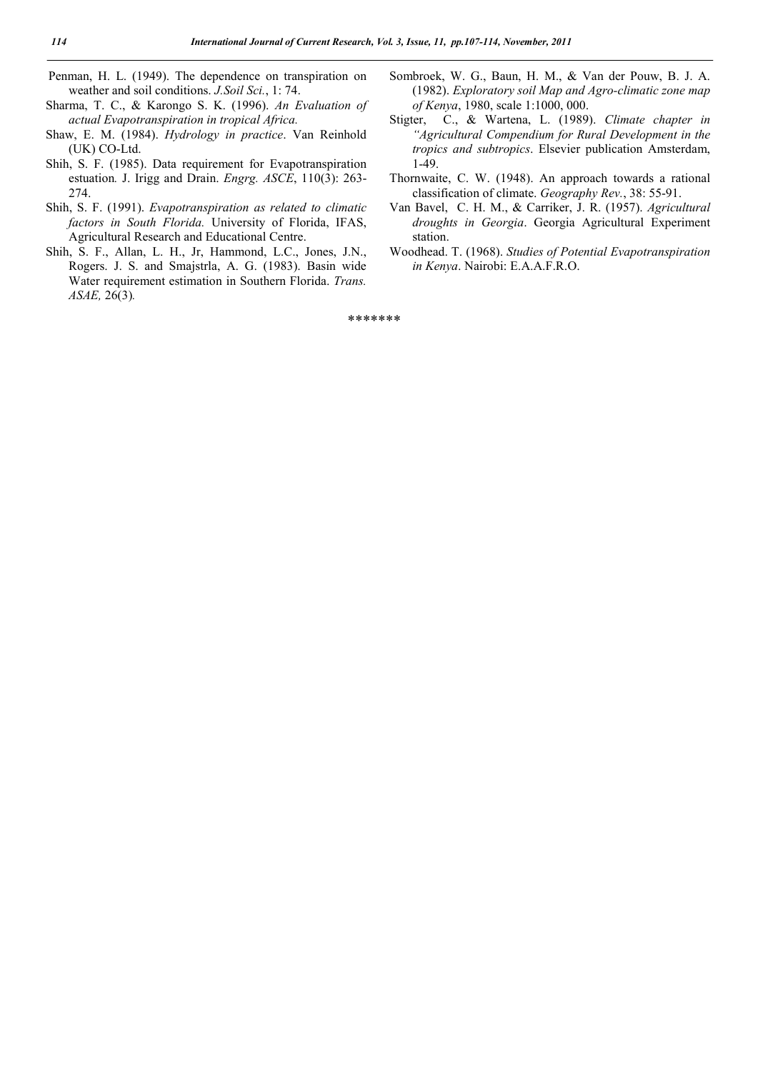Penman, H. L. (1949). The dependence on transpiration on weather and soil conditions. *J.Soil Sci.*, 1: 74.

Sharma, T. C., & Karongo S. K. (1996). *An Evaluation of actual Evapotranspiration in tropical Africa.*

Shaw, E. M. (1984). *Hydrology in practice*. Van Reinhold (UK) CO-Ltd.

Shih, S. F. (1985). Data requirement for Evapotranspiration estuation*.* J. Irigg and Drain. *Engrg. ASCE*, 110(3): 263-274.

Shih, S. F. (1991). *Evapotranspiration as related to climatic factors in South Florida.* University of Florida, IFAS, Agricultural Research and Educational Centre.

Shih, S. F., Allan, L. H., Jr, Hammond, L.C., Jones, J.N., Rogers. J. S. and Smajstrla, A. G. (1983). Basin wide Water requirement estimation in Southern Florida. *Trans. ASAE,* 26(3)*.*

Sombroek, W. G., Baun, H. M., & Van der Pouw, B. J. A. (1982). *Exploratory soil Map and Agro-climatic zone map of Kenya*, 1980, scale 1:1000, 000.

Stigter, C., & Wartena, L. (1989). *Climate chapter in "Agricultural Compendium for Rural Development in the tropics and subtropics*. Elsevier publication Amsterdam, 1-49.

Thornwaite, C. W. (1948). An approach towards a rational classification of climate. *Geography Rev.*, 38: 55-91.

Van Bavel, C. H. M., & Carriker, J. R. (1957). *Agricultural droughts in Georgia*. Georgia Agricultural Experiment station.

Woodhead. T. (1968). *Studies of Potential Evapotranspiration in Kenya*. Nairobi: E.A.A.F.R.O.

*******